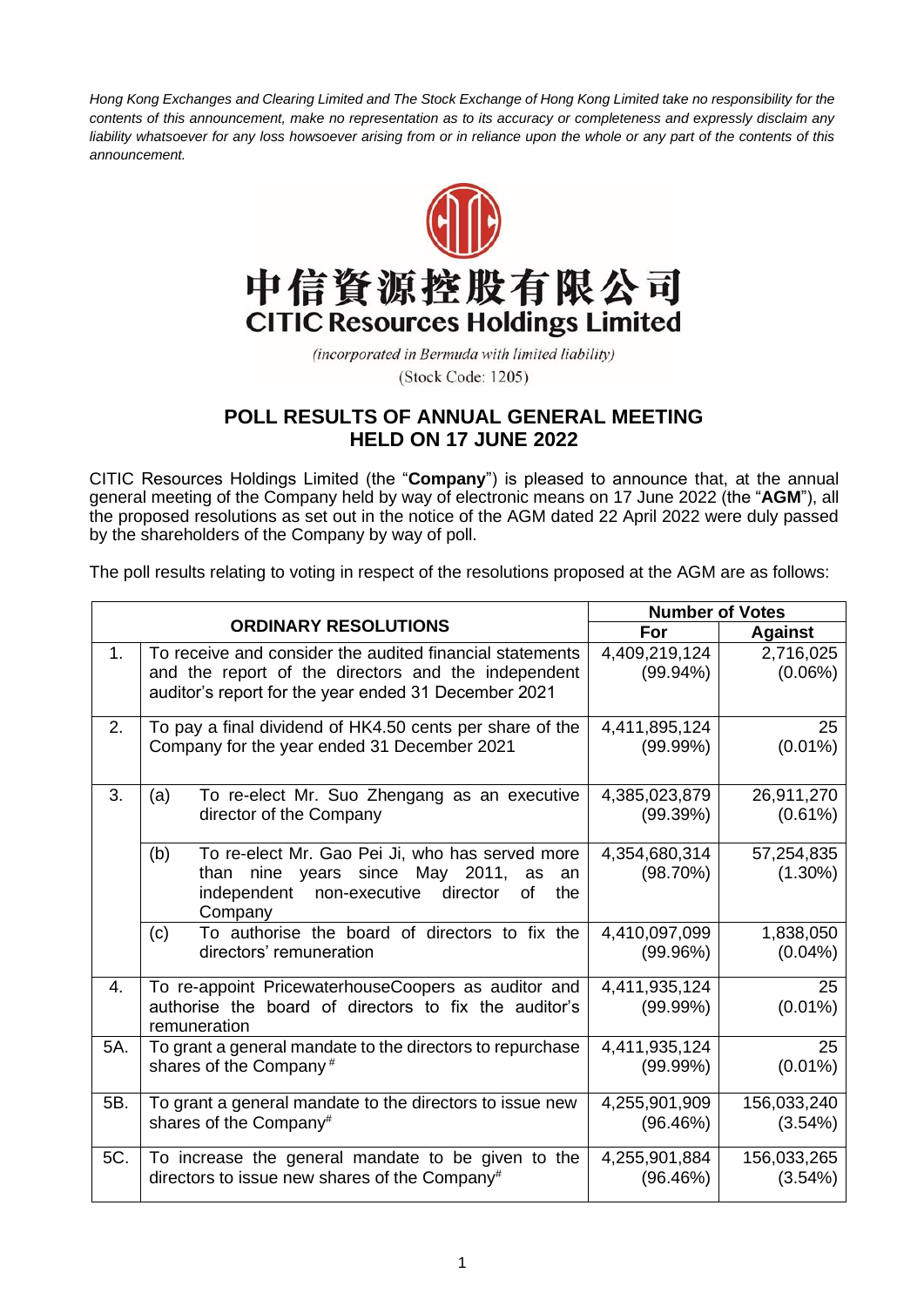*Hong Kong Exchanges and Clearing Limited and The Stock Exchange of Hong Kong Limited take no responsibility for the contents of this announcement, make no representation as to its accuracy or completeness and expressly disclaim any liability whatsoever for any loss howsoever arising from or in reliance upon the whole or any part of the contents of this announcement.*

中信資源控股有限公司
**CITIC Resources Holdings Limited**

*(incorporated in Bermuda with limited liability)*
(Stock Code: 1205)

## POLL RESULTS OF ANNUAL GENERAL MEETING HELD ON 17 JUNE 2022

CITIC Resources Holdings Limited (the "**Company**") is pleased to announce that, at the annual general meeting of the Company held by way of electronic means on 17 June 2022 (the "**AGM**"), all the proposed resolutions as set out in the notice of the AGM dated 22 April 2022 were duly passed by the shareholders of the Company by way of poll.

The poll results relating to voting in respect of the resolutions proposed at the AGM are as follows:

| ORDINARY RESOLUTIONS | | | Number of Votes | |
|---|---|---|---|---|
| | | | **For** | **Against** |
| 1. | To receive and consider the audited financial statements and the report of the directors and the independent auditor's report for the year ended 31 December 2021 | | 4,409,219,124 (99.94%) | 2,716,025 (0.06%) |
| 2. | To pay a final dividend of HK4.50 cents per share of the Company for the year ended 31 December 2021 | | 4,411,895,124 (99.99%) | 25 (0.01%) |
| 3. | (a) | To re-elect Mr. Suo Zhengang as an executive director of the Company | 4,385,023,879 (99.39%) | 26,911,270 (0.61%) |
| | (b) | To re-elect Mr. Gao Pei Ji, who has served more than nine years since May 2011, as an independent non-executive director of the Company | 4,354,680,314 (98.70%) | 57,254,835 (1.30%) |
| | (c) | To authorise the board of directors to fix the directors' remuneration | 4,410,097,099 (99.96%) | 1,838,050 (0.04%) |
| 4. | To re-appoint PricewaterhouseCoopers as auditor and authorise the board of directors to fix the auditor's remuneration | | 4,411,935,124 (99.99%) | 25 (0.01%) |
| 5A. | To grant a general mandate to the directors to repurchase shares of the Company# | | 4,411,935,124 (99.99%) | 25 (0.01%) |
| 5B. | To grant a general mandate to the directors to issue new shares of the Company# | | 4,255,901,909 (96.46%) | 156,033,240 (3.54%) |
| 5C. | To increase the general mandate to be given to the directors to issue new shares of the Company# | | 4,255,901,884 (96.46%) | 156,033,265 (3.54%) |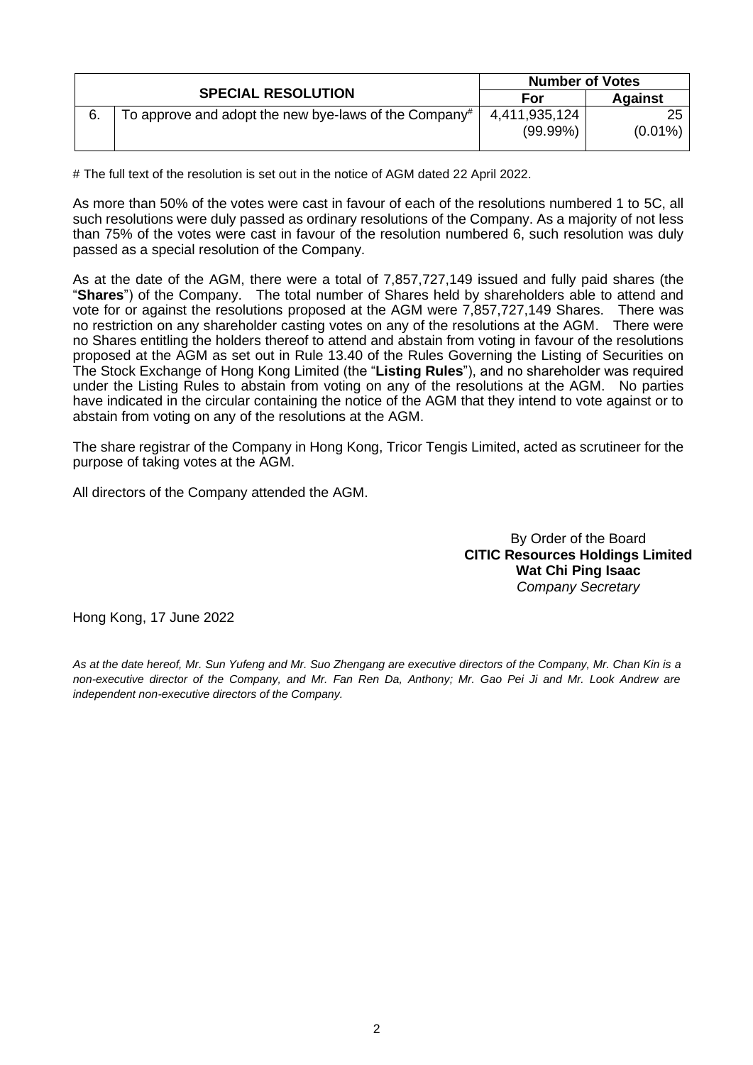| | SPECIAL RESOLUTION | Number of Votes | |
|---|---|---|---|
| | | For | Against |
| 6. | To approve and adopt the new bye-laws of the Company# | 4,411,935,124 (99.99%) | 25 (0.01%) |

# The full text of the resolution is set out in the notice of AGM dated 22 April 2022.

As more than 50% of the votes were cast in favour of each of the resolutions numbered 1 to 5C, all such resolutions were duly passed as ordinary resolutions of the Company. As a majority of not less than 75% of the votes were cast in favour of the resolution numbered 6, such resolution was duly passed as a special resolution of the Company.

As at the date of the AGM, there were a total of 7,857,727,149 issued and fully paid shares (the "**Shares**") of the Company. The total number of Shares held by shareholders able to attend and vote for or against the resolutions proposed at the AGM were 7,857,727,149 Shares. There was no restriction on any shareholder casting votes on any of the resolutions at the AGM. There were no Shares entitling the holders thereof to attend and abstain from voting in favour of the resolutions proposed at the AGM as set out in Rule 13.40 of the Rules Governing the Listing of Securities on The Stock Exchange of Hong Kong Limited (the "**Listing Rules**"), and no shareholder was required under the Listing Rules to abstain from voting on any of the resolutions at the AGM. No parties have indicated in the circular containing the notice of the AGM that they intend to vote against or to abstain from voting on any of the resolutions at the AGM.

The share registrar of the Company in Hong Kong, Tricor Tengis Limited, acted as scrutineer for the purpose of taking votes at the AGM.

All directors of the Company attended the AGM.

By Order of the Board
**CITIC Resources Holdings Limited**
**Wat Chi Ping Isaac**
*Company Secretary*

Hong Kong, 17 June 2022

*As at the date hereof, Mr. Sun Yufeng and Mr. Suo Zhengang are executive directors of the Company, Mr. Chan Kin is a non-executive director of the Company, and Mr. Fan Ren Da, Anthony; Mr. Gao Pei Ji and Mr. Look Andrew are independent non-executive directors of the Company.*